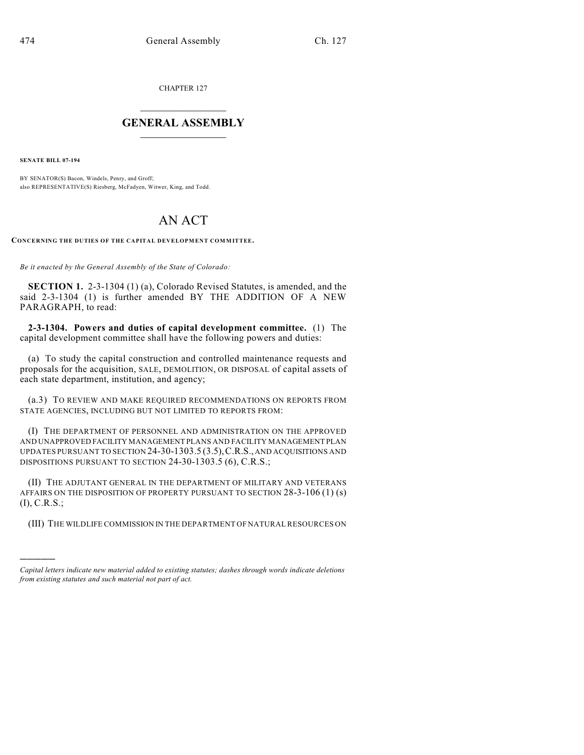CHAPTER 127

## GENERAL ASSEMBLY

**SENATE BILL 07-194**

BY SENATOR(S) Bacon, Windels, Penry, and Groff;
also REPRESENTATIVE(S) Riesberg, McFadyen, Witwer, King, and Todd.

# AN ACT

**CONCERNING THE DUTIES OF THE CAPITAL DEVELOPMENT COMMITTEE.**

*Be it enacted by the General Assembly of the State of Colorado:*

**SECTION 1.** 2-3-1304 (1) (a), Colorado Revised Statutes, is amended, and the said 2-3-1304 (1) is further amended BY THE ADDITION OF A NEW PARAGRAPH, to read:

**2-3-1304. Powers and duties of capital development committee.** (1) The capital development committee shall have the following powers and duties:

(a) To study the capital construction and controlled maintenance requests and proposals for the acquisition, SALE, DEMOLITION, OR DISPOSAL of capital assets of each state department, institution, and agency;

(a.3) TO REVIEW AND MAKE REQUIRED RECOMMENDATIONS ON REPORTS FROM STATE AGENCIES, INCLUDING BUT NOT LIMITED TO REPORTS FROM:

(I) THE DEPARTMENT OF PERSONNEL AND ADMINISTRATION ON THE APPROVED AND UNAPPROVED FACILITY MANAGEMENT PLANS AND FACILITY MANAGEMENT PLAN UPDATES PURSUANT TO SECTION 24-30-1303.5 (3.5), C.R.S., AND ACQUISITIONS AND DISPOSITIONS PURSUANT TO SECTION 24-30-1303.5 (6), C.R.S.;

(II) THE ADJUTANT GENERAL IN THE DEPARTMENT OF MILITARY AND VETERANS AFFAIRS ON THE DISPOSITION OF PROPERTY PURSUANT TO SECTION 28-3-106 (1) (s) (I), C.R.S.;

(III) THE WILDLIFE COMMISSION IN THE DEPARTMENT OF NATURAL RESOURCES ON

---

*Capital letters indicate new material added to existing statutes; dashes through words indicate deletions from existing statutes and such material not part of act.*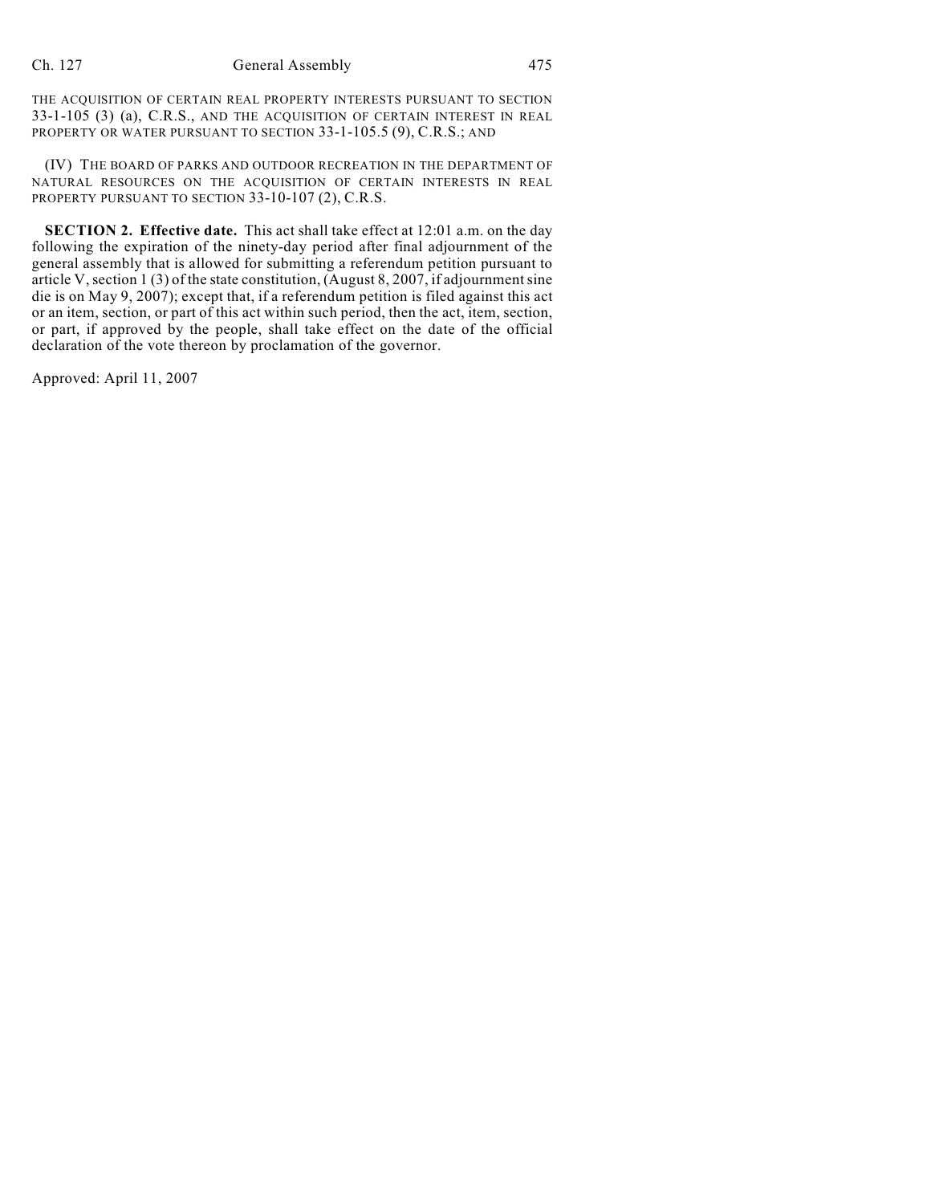THE ACQUISITION OF CERTAIN REAL PROPERTY INTERESTS PURSUANT TO SECTION 33-1-105 (3) (a), C.R.S., AND THE ACQUISITION OF CERTAIN INTEREST IN REAL PROPERTY OR WATER PURSUANT TO SECTION 33-1-105.5 (9), C.R.S.; AND

(IV) THE BOARD OF PARKS AND OUTDOOR RECREATION IN THE DEPARTMENT OF NATURAL RESOURCES ON THE ACQUISITION OF CERTAIN INTERESTS IN REAL PROPERTY PURSUANT TO SECTION 33-10-107 (2), C.R.S.

**SECTION 2. Effective date.** This act shall take effect at 12:01 a.m. on the day following the expiration of the ninety-day period after final adjournment of the general assembly that is allowed for submitting a referendum petition pursuant to article V, section 1 (3) of the state constitution, (August 8, 2007, if adjournment sine die is on May 9, 2007); except that, if a referendum petition is filed against this act or an item, section, or part of this act within such period, then the act, item, section, or part, if approved by the people, shall take effect on the date of the official declaration of the vote thereon by proclamation of the governor.

Approved: April 11, 2007